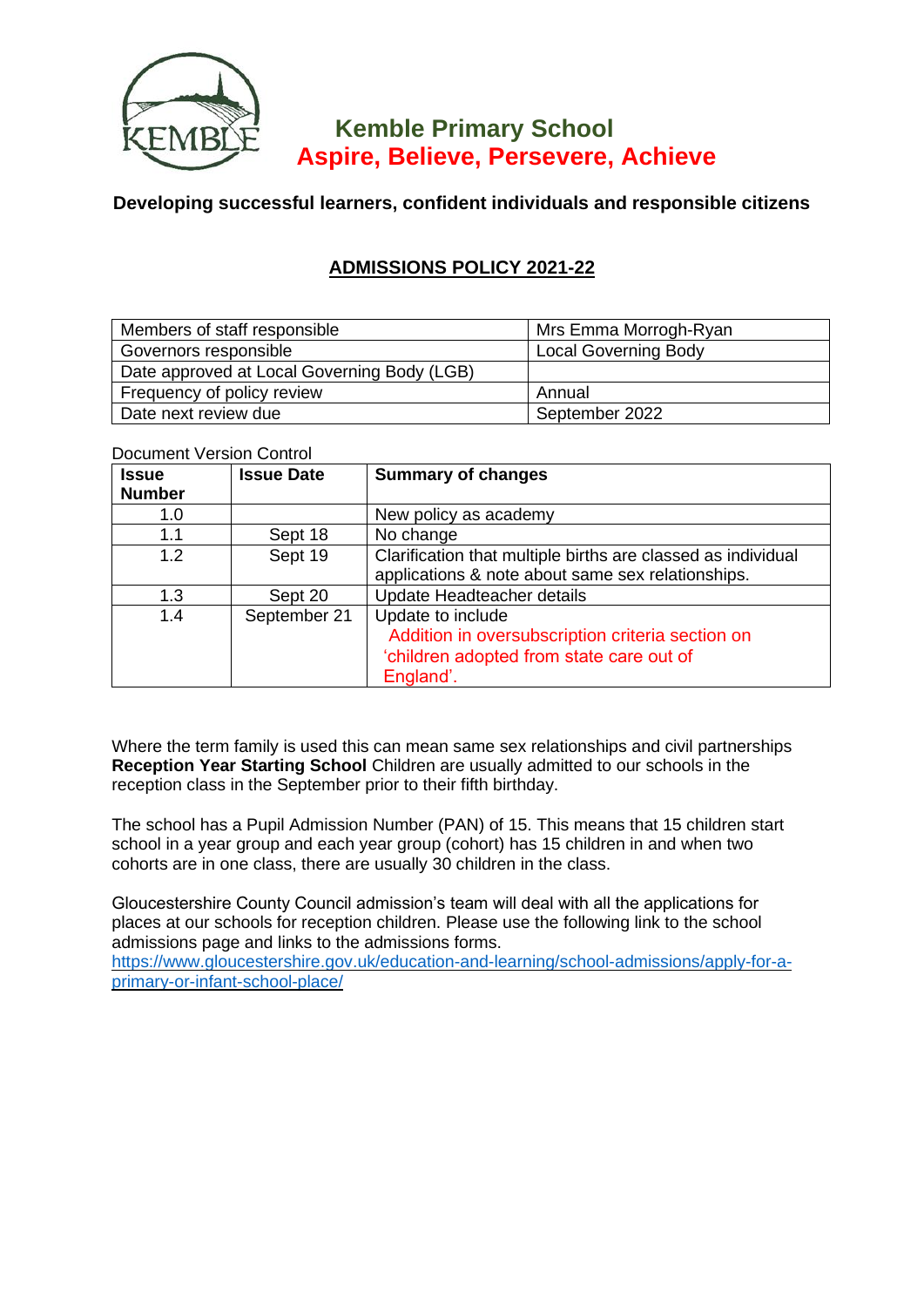# Kemble Primary School

**Aspire, Believe, Persevere, Achieve**

**Developing successful learners, confident individuals and responsible citizens**

## ADMISSIONS POLICY 2021-22

| | |
|---|---|
| Members of staff responsible | Mrs Emma Morrogh-Ryan |
| Governors responsible | Local Governing Body |
| Date approved at Local Governing Body (LGB) | |
| Frequency of policy review | Annual |
| Date next review due | September 2022 |

Document Version Control

| Issue Number | Issue Date | Summary of changes |
|---|---|---|
| 1.0 | | New policy as academy |
| 1.1 | Sept 18 | No change |
| 1.2 | Sept 19 | Clarification that multiple births are classed as individual applications & note about same sex relationships. |
| 1.3 | Sept 20 | Update Headteacher details |
| 1.4 | September 21 | Update to include Addition in oversubscription criteria section on 'children adopted from state care out of England'. |

Where the term family is used this can mean same sex relationships and civil partnerships
**Reception Year Starting School** Children are usually admitted to our schools in the reception class in the September prior to their fifth birthday.

The school has a Pupil Admission Number (PAN) of 15. This means that 15 children start school in a year group and each year group (cohort) has 15 children in and when two cohorts are in one class, there are usually 30 children in the class.

Gloucestershire County Council admission's team will deal with all the applications for places at our schools for reception children. Please use the following link to the school admissions page and links to the admissions forms.
https://www.gloucestershire.gov.uk/education-and-learning/school-admissions/apply-for-a-primary-or-infant-school-place/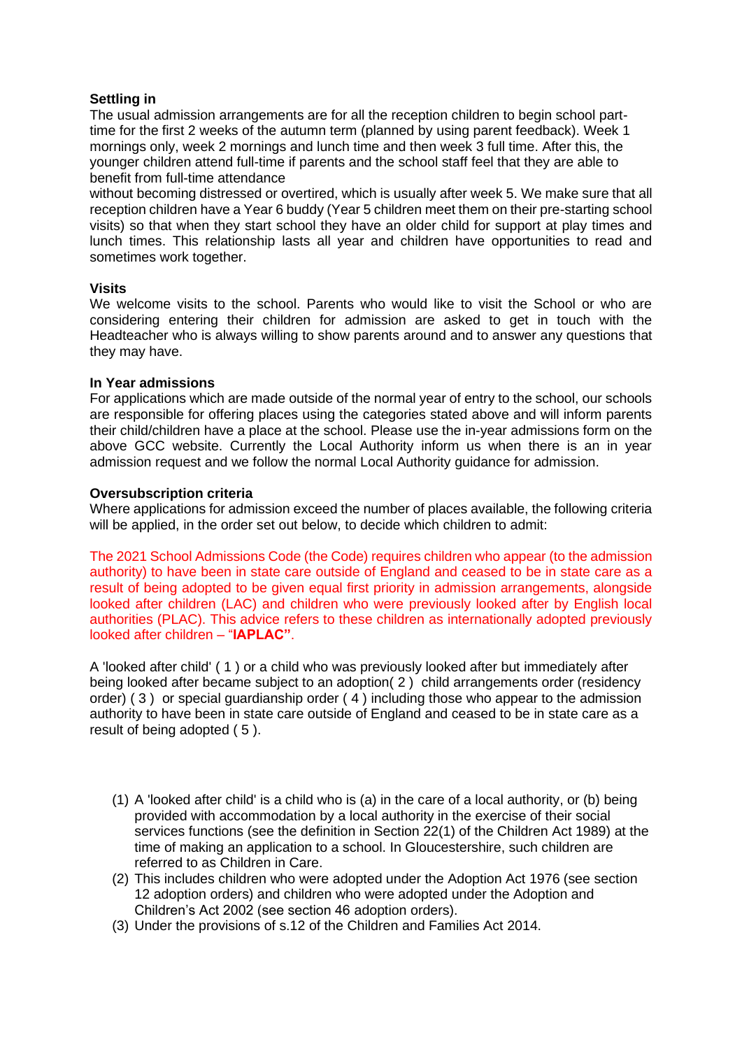**Settling in**

The usual admission arrangements are for all the reception children to begin school part-time for the first 2 weeks of the autumn term (planned by using parent feedback). Week 1 mornings only, week 2 mornings and lunch time and then week 3 full time. After this, the younger children attend full-time if parents and the school staff feel that they are able to benefit from full-time attendance without becoming distressed or overtired, which is usually after week 5. We make sure that all reception children have a Year 6 buddy (Year 5 children meet them on their pre-starting school visits) so that when they start school they have an older child for support at play times and lunch times. This relationship lasts all year and children have opportunities to read and sometimes work together.

**Visits**

We welcome visits to the school. Parents who would like to visit the School or who are considering entering their children for admission are asked to get in touch with the Headteacher who is always willing to show parents around and to answer any questions that they may have.

**In Year admissions**

For applications which are made outside of the normal year of entry to the school, our schools are responsible for offering places using the categories stated above and will inform parents their child/children have a place at the school. Please use the in-year admissions form on the above GCC website. Currently the Local Authority inform us when there is an in year admission request and we follow the normal Local Authority guidance for admission.

**Oversubscription criteria**

Where applications for admission exceed the number of places available, the following criteria will be applied, in the order set out below, to decide which children to admit:

The 2021 School Admissions Code (the Code) requires children who appear (to the admission authority) to have been in state care outside of England and ceased to be in state care as a result of being adopted to be given equal first priority in admission arrangements, alongside looked after children (LAC) and children who were previously looked after by English local authorities (PLAC). This advice refers to these children as internationally adopted previously looked after children – "**IAPLAC"**.

A 'looked after child' ( 1 ) or a child who was previously looked after but immediately after being looked after became subject to an adoption( 2 ) child arrangements order (residency order) ( 3 ) or special guardianship order ( 4 ) including those who appear to the admission authority to have been in state care outside of England and ceased to be in state care as a result of being adopted ( 5 ).

(1) A 'looked after child' is a child who is (a) in the care of a local authority, or (b) being provided with accommodation by a local authority in the exercise of their social services functions (see the definition in Section 22(1) of the Children Act 1989) at the time of making an application to a school. In Gloucestershire, such children are referred to as Children in Care.
(2) This includes children who were adopted under the Adoption Act 1976 (see section 12 adoption orders) and children who were adopted under the Adoption and Children's Act 2002 (see section 46 adoption orders).
(3) Under the provisions of s.12 of the Children and Families Act 2014.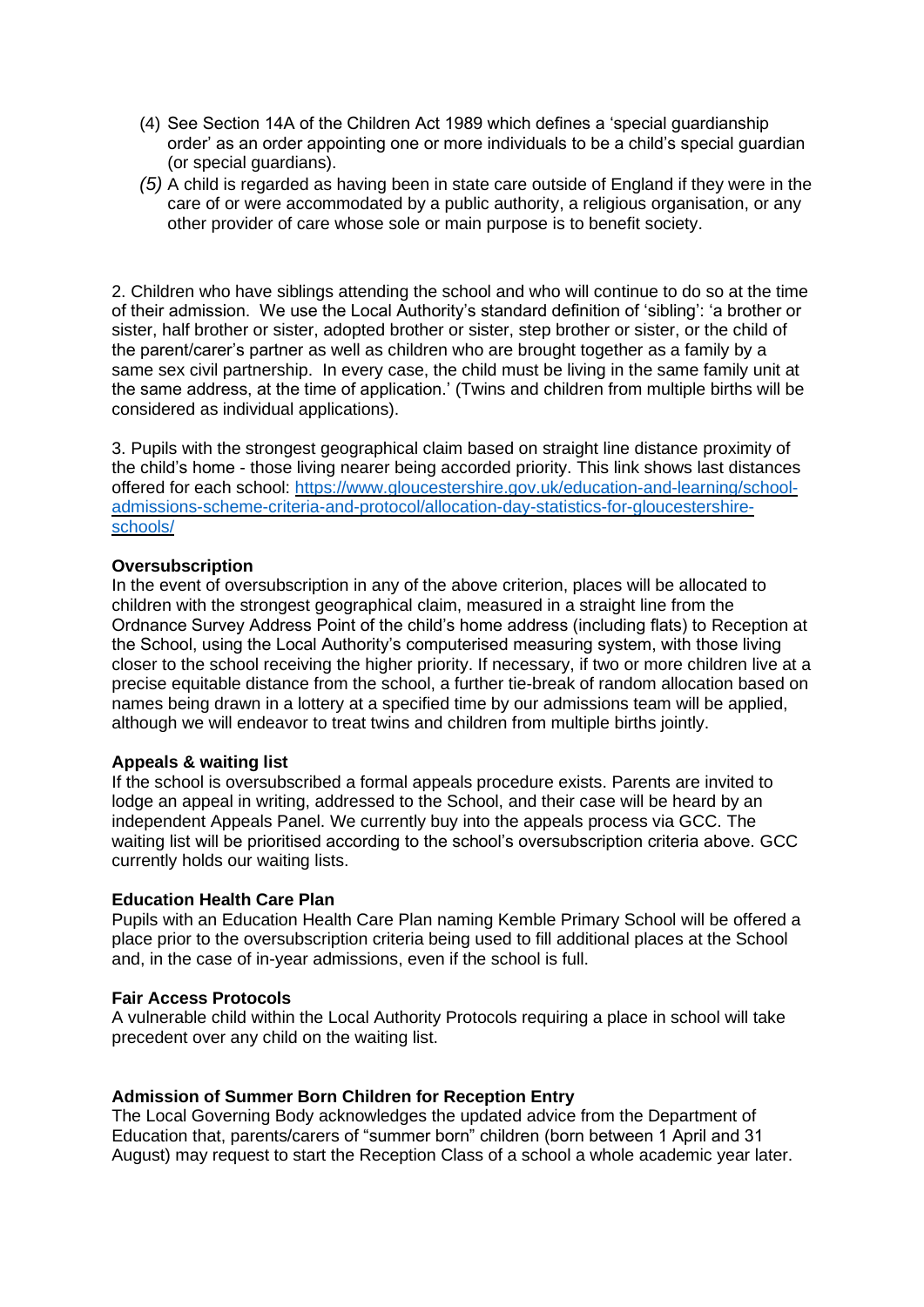(4) See Section 14A of the Children Act 1989 which defines a 'special guardianship order' as an order appointing one or more individuals to be a child's special guardian (or special guardians).

*(5)* A child is regarded as having been in state care outside of England if they were in the care of or were accommodated by a public authority, a religious organisation, or any other provider of care whose sole or main purpose is to benefit society.

2. Children who have siblings attending the school and who will continue to do so at the time of their admission. We use the Local Authority's standard definition of 'sibling': 'a brother or sister, half brother or sister, adopted brother or sister, step brother or sister, or the child of the parent/carer's partner as well as children who are brought together as a family by a same sex civil partnership. In every case, the child must be living in the same family unit at the same address, at the time of application.' (Twins and children from multiple births will be considered as individual applications).

3. Pupils with the strongest geographical claim based on straight line distance proximity of the child's home - those living nearer being accorded priority. This link shows last distances offered for each school: [https://www.gloucestershire.gov.uk/education-and-learning/school-admissions-scheme-criteria-and-protocol/allocation-day-statistics-for-gloucestershire-schools/](https://www.gloucestershire.gov.uk/education-and-learning/school-admissions-scheme-criteria-and-protocol/allocation-day-statistics-for-gloucestershire-schools/)

**Oversubscription**

In the event of oversubscription in any of the above criterion, places will be allocated to children with the strongest geographical claim, measured in a straight line from the Ordnance Survey Address Point of the child's home address (including flats) to Reception at the School, using the Local Authority's computerised measuring system, with those living closer to the school receiving the higher priority. If necessary, if two or more children live at a precise equitable distance from the school, a further tie-break of random allocation based on names being drawn in a lottery at a specified time by our admissions team will be applied, although we will endeavor to treat twins and children from multiple births jointly.

**Appeals & waiting list**

If the school is oversubscribed a formal appeals procedure exists. Parents are invited to lodge an appeal in writing, addressed to the School, and their case will be heard by an independent Appeals Panel. We currently buy into the appeals process via GCC. The waiting list will be prioritised according to the school's oversubscription criteria above. GCC currently holds our waiting lists.

**Education Health Care Plan**

Pupils with an Education Health Care Plan naming Kemble Primary School will be offered a place prior to the oversubscription criteria being used to fill additional places at the School and, in the case of in-year admissions, even if the school is full.

**Fair Access Protocols**

A vulnerable child within the Local Authority Protocols requiring a place in school will take precedent over any child on the waiting list.

**Admission of Summer Born Children for Reception Entry**

The Local Governing Body acknowledges the updated advice from the Department of Education that, parents/carers of "summer born" children (born between 1 April and 31 August) may request to start the Reception Class of a school a whole academic year later.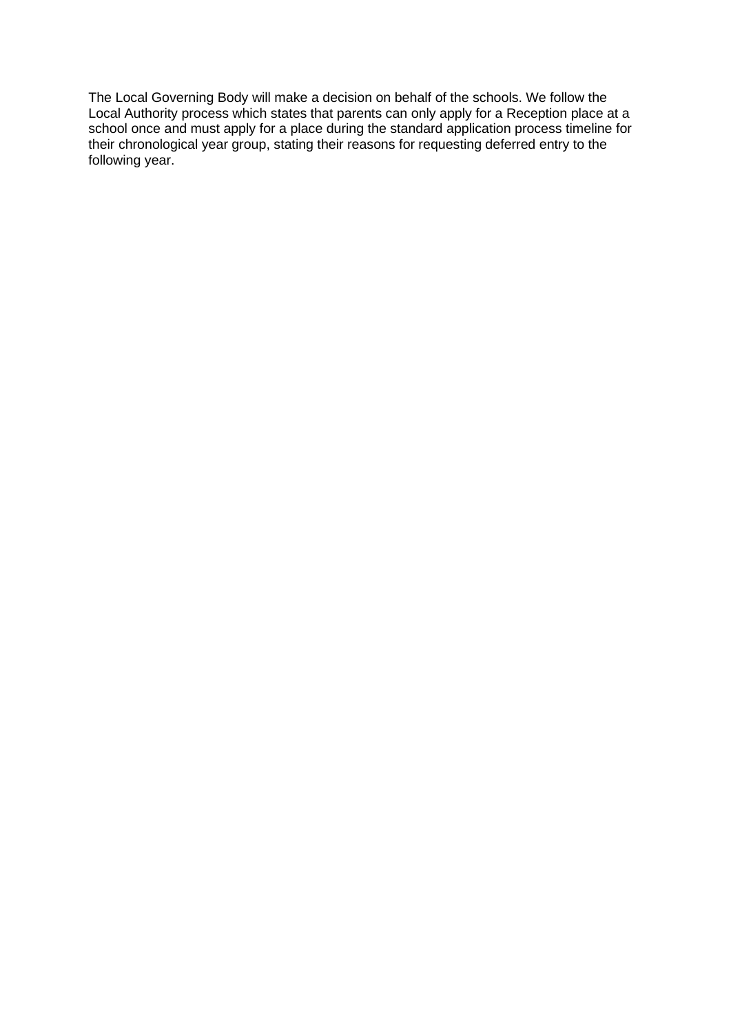The Local Governing Body will make a decision on behalf of the schools. We follow the Local Authority process which states that parents can only apply for a Reception place at a school once and must apply for a place during the standard application process timeline for their chronological year group, stating their reasons for requesting deferred entry to the following year.